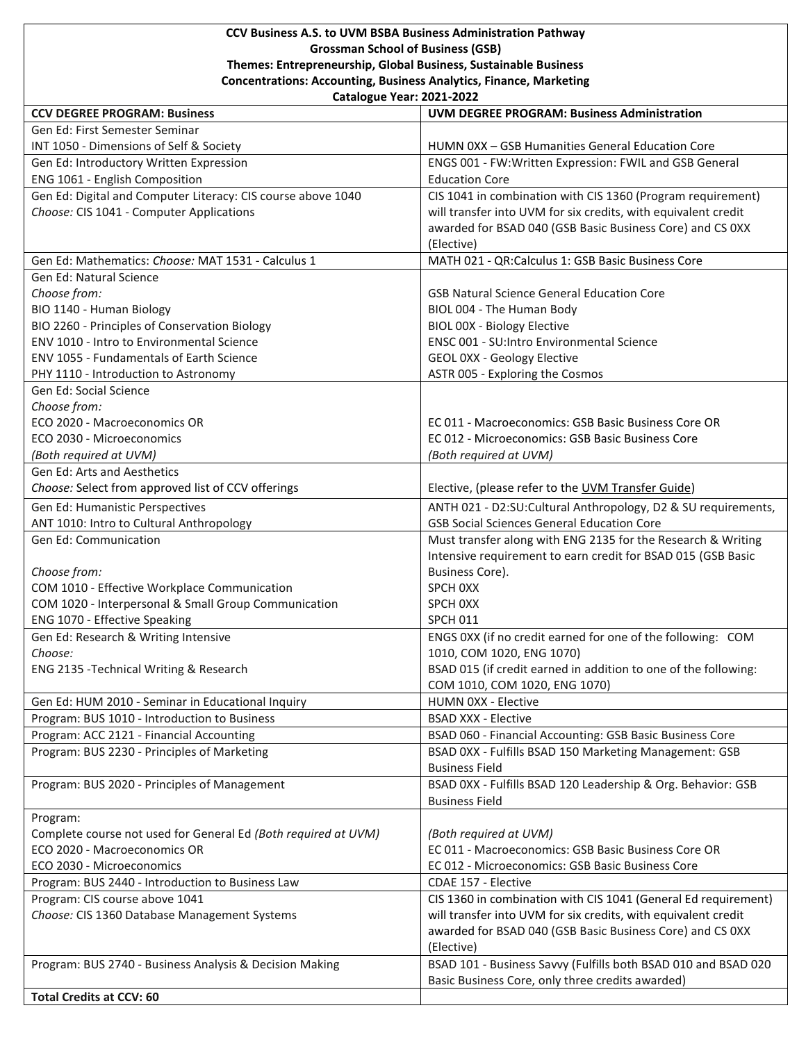**CCV Business A.S. to UVM BSBA Business Administration Pathway**
**Grossman School of Business (GSB)**
**Themes: Entrepreneurship, Global Business, Sustainable Business**
**Concentrations: Accounting, Business Analytics, Finance, Marketing**
**Catalogue Year: 2021-2022**

| CCV DEGREE PROGRAM: Business | UVM DEGREE PROGRAM: Business Administration |
|---|---|
| Gen Ed: First Semester Seminar<br>INT 1050 - Dimensions of Self & Society | HUMN 0XX – GSB Humanities General Education Core |
| Gen Ed: Introductory Written Expression<br>ENG 1061 - English Composition | ENGS 001 - FW:Written Expression: FWIL and GSB General Education Core |
| Gen Ed: Digital and Computer Literacy: CIS course above 1040<br>*Choose:* CIS 1041 - Computer Applications | CIS 1041 in combination with CIS 1360 (Program requirement) will transfer into UVM for six credits, with equivalent credit awarded for BSAD 040 (GSB Basic Business Core) and CS 0XX (Elective) |
| Gen Ed: Mathematics: *Choose:* MAT 1531 - Calculus 1 | MATH 021 - QR:Calculus 1: GSB Basic Business Core |
| Gen Ed: Natural Science<br>*Choose from:*<br>BIO 1140 - Human Biology<br>BIO 2260 - Principles of Conservation Biology<br>ENV 1010 - Intro to Environmental Science<br>ENV 1055 - Fundamentals of Earth Science<br>PHY 1110 - Introduction to Astronomy | GSB Natural Science General Education Core<br>BIOL 004 - The Human Body<br>BIOL 00X - Biology Elective<br>ENSC 001 - SU:Intro Environmental Science<br>GEOL 0XX - Geology Elective<br>ASTR 005 - Exploring the Cosmos |
| Gen Ed: Social Science<br>*Choose from:*<br>ECO 2020 - Macroeconomics OR<br>ECO 2030 - Microeconomics<br>*(Both required at UVM)* | EC 011 - Macroeconomics: GSB Basic Business Core OR<br>EC 012 - Microeconomics: GSB Basic Business Core<br>*(Both required at UVM)* |
| Gen Ed: Arts and Aesthetics<br>*Choose:* Select from approved list of CCV offerings | Elective, (please refer to the UVM Transfer Guide) |
| Gen Ed: Humanistic Perspectives<br>ANT 1010: Intro to Cultural Anthropology | ANTH 021 - D2:SU:Cultural Anthropology, D2 & SU requirements, GSB Social Sciences General Education Core |
| Gen Ed: Communication<br>*Choose from:*<br>COM 1010 - Effective Workplace Communication<br>COM 1020 - Interpersonal & Small Group Communication<br>ENG 1070 - Effective Speaking | Must transfer along with ENG 2135 for the Research & Writing Intensive requirement to earn credit for BSAD 015 (GSB Basic Business Core).<br>SPCH 0XX<br>SPCH 0XX<br>SPCH 011 |
| Gen Ed: Research & Writing Intensive<br>*Choose:*<br>ENG 2135 -Technical Writing & Research | ENGS 0XX (if no credit earned for one of the following: COM 1010, COM 1020, ENG 1070)<br>BSAD 015 (if credit earned in addition to one of the following: COM 1010, COM 1020, ENG 1070) |
| Gen Ed: HUM 2010 - Seminar in Educational Inquiry | HUMN 0XX - Elective |
| Program: BUS 1010 - Introduction to Business | BSAD XXX - Elective |
| Program: ACC 2121 - Financial Accounting | BSAD 060 - Financial Accounting: GSB Basic Business Core |
| Program: BUS 2230 - Principles of Marketing | BSAD 0XX - Fulfills BSAD 150 Marketing Management: GSB Business Field |
| Program: BUS 2020 - Principles of Management | BSAD 0XX - Fulfills BSAD 120 Leadership & Org. Behavior: GSB Business Field |
| Program:<br>Complete course not used for General Ed *(Both required at UVM)*<br>ECO 2020 - Macroeconomics OR<br>ECO 2030 - Microeconomics | *(Both required at UVM)*<br>EC 011 - Macroeconomics: GSB Basic Business Core OR<br>EC 012 - Microeconomics: GSB Basic Business Core |
| Program: BUS 2440 - Introduction to Business Law | CDAE 157 - Elective |
| Program: CIS course above 1041<br>*Choose:* CIS 1360 Database Management Systems | CIS 1360 in combination with CIS 1041 (General Ed requirement) will transfer into UVM for six credits, with equivalent credit awarded for BSAD 040 (GSB Basic Business Core) and CS 0XX (Elective) |
| Program: BUS 2740 - Business Analysis & Decision Making | BSAD 101 - Business Savvy (Fulfills both BSAD 010 and BSAD 020 Basic Business Core, only three credits awarded) |
| **Total Credits at CCV: 60** | |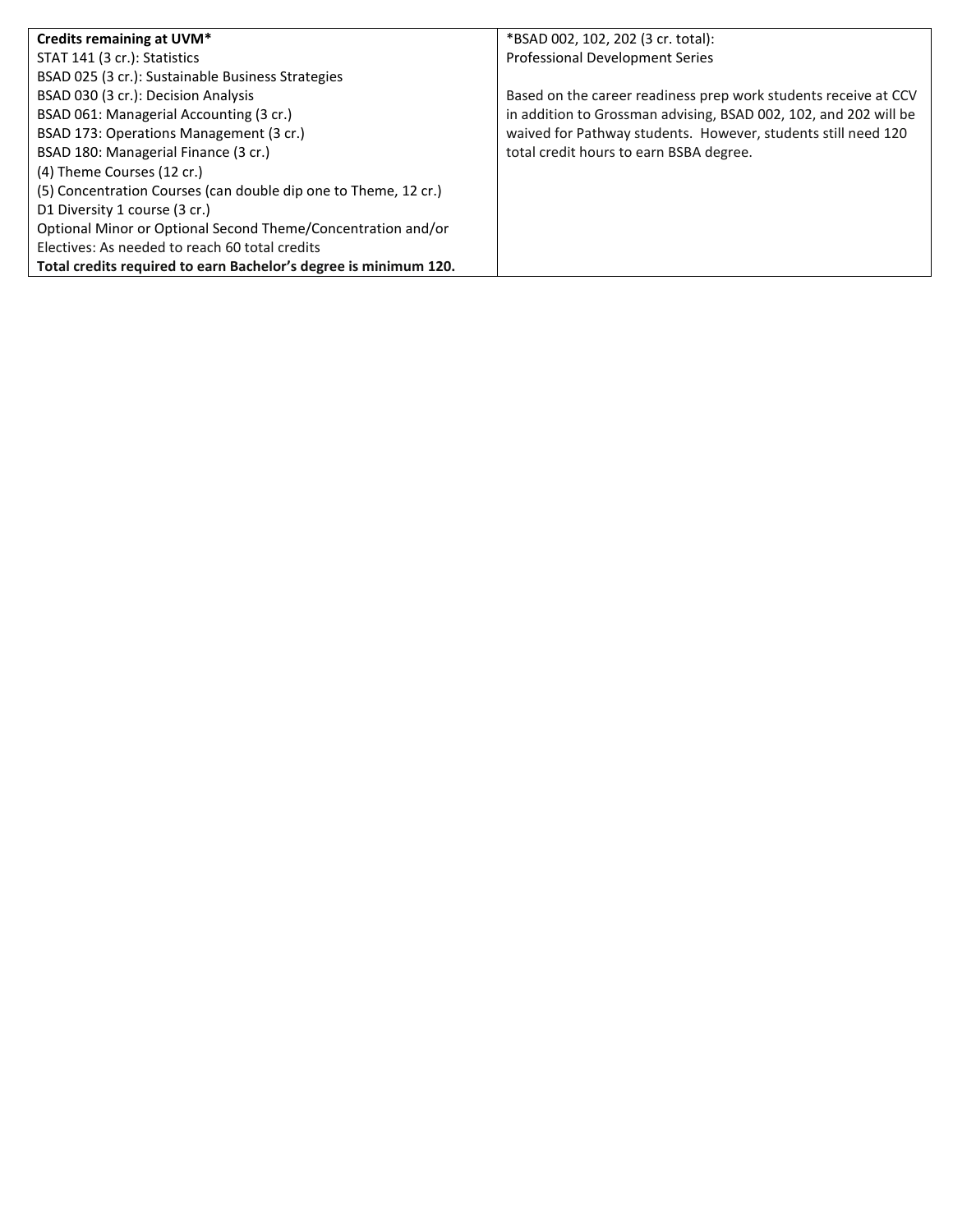| | |
|---|---|
| **Credits remaining at UVM***<br>STAT 141 (3 cr.): Statistics<br>BSAD 025 (3 cr.): Sustainable Business Strategies<br>BSAD 030 (3 cr.): Decision Analysis<br>BSAD 061: Managerial Accounting (3 cr.)<br>BSAD 173: Operations Management (3 cr.)<br>BSAD 180: Managerial Finance (3 cr.)<br>(4) Theme Courses (12 cr.)<br>(5) Concentration Courses (can double dip one to Theme, 12 cr.)<br>D1 Diversity 1 course (3 cr.)<br>Optional Minor or Optional Second Theme/Concentration and/or Electives: As needed to reach 60 total credits<br>**Total credits required to earn Bachelor's degree is minimum 120.** | *BSAD 002, 102, 202 (3 cr. total): Professional Development Series<br><br>Based on the career readiness prep work students receive at CCV in addition to Grossman advising, BSAD 002, 102, and 202 will be waived for Pathway students. However, students still need 120 total credit hours to earn BSBA degree. |